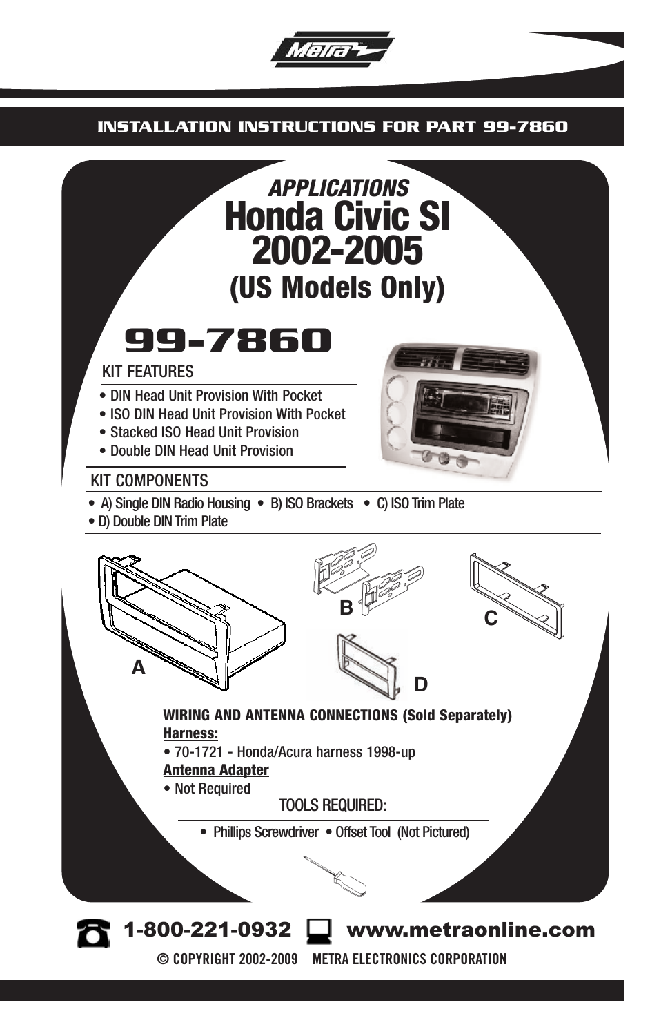## INSTALLATION INSTRUCTIONS FOR PART 99-7860

### *APPLICATIONS*

# Honda Civic SI 2002-2005 (US Models Only)

# 99-7860

### KIT FEATURES

- DIN Head Unit Provision With Pocket
- ISO DIN Head Unit Provision With Pocket
- Stacked ISO Head Unit Provision
- Double DIN Head Unit Provision

### KIT COMPONENTS

- A) Single DIN Radio Housing
- B) ISO Brackets
- C) ISO Trim Plate
- D) Double DIN Trim Plate

A

B

C

D

**WIRING AND ANTENNA CONNECTIONS (Sold Separately)**

**Harness:**

- 70-1721 - Honda/Acura harness 1998-up

**Antenna Adapter**

- Not Required

### TOOLS REQUIRED:

- Phillips Screwdriver
- Offset Tool (Not Pictured)

1-800-221-0932 www.metraonline.com

© COPYRIGHT 2002-2009 METRA ELECTRONICS CORPORATION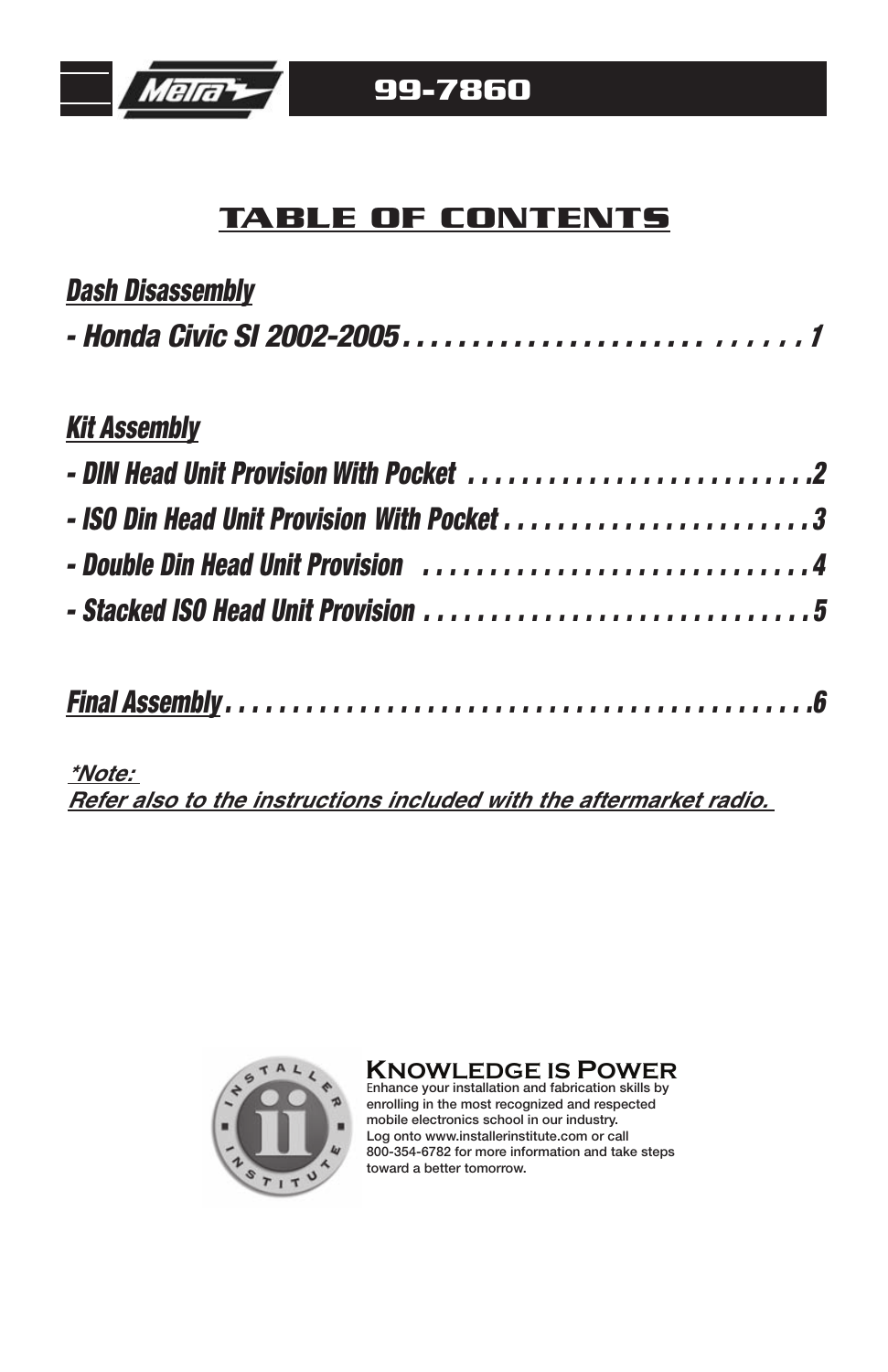# 99-7860

## TABLE OF CONTENTS

***Dash Disassembly***

***- Honda Civic SI 2002-2005 . . . . . . . . . . . . . . . . . . . . . . . . . . . . . . . 1***

***Kit Assembly***

***- DIN Head Unit Provision With Pocket . . . . . . . . . . . . . . . . . . . . . . . . . .2***

***- ISO Din Head Unit Provision With Pocket . . . . . . . . . . . . . . . . . . . . . . . 3***

***- Double Din Head Unit Provision . . . . . . . . . . . . . . . . . . . . . . . . . . . . . 4***

***- Stacked ISO Head Unit Provision . . . . . . . . . . . . . . . . . . . . . . . . . . . . . 5***

***Final Assembly . . . . . . . . . . . . . . . . . . . . . . . . . . . . . . . . . . . . . . . . . . . .6***

***\*Note:***
***Refer also to the instructions included with the aftermarket radio.***

**KNOWLEDGE IS POWER**
Enhance your installation and fabrication skills by enrolling in the most recognized and respected mobile electronics school in our industry.
Log onto www.installerinstitute.com or call 800-354-6782 for more information and take steps toward a better tomorrow.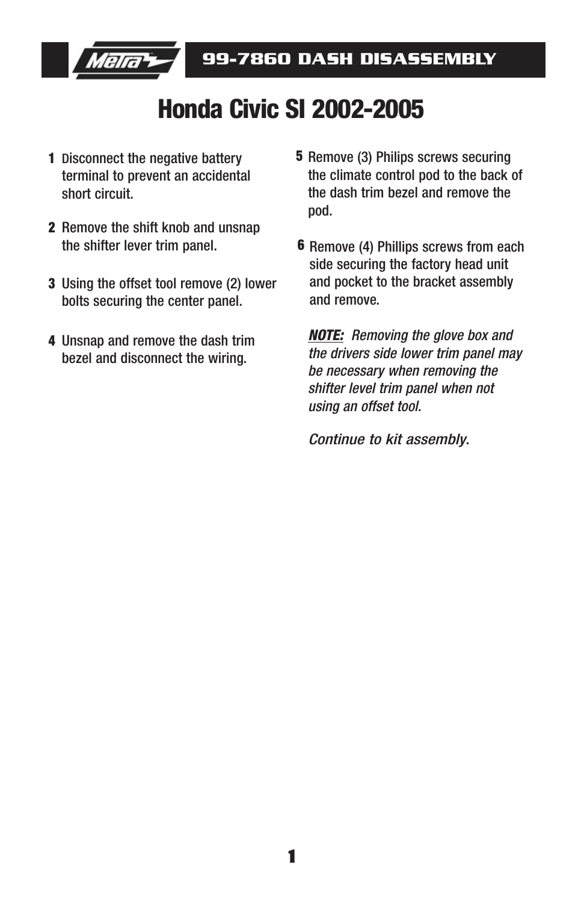**99-7860 DASH DISASSEMBLY**

# Honda Civic SI 2002-2005

1. Disconnect the negative battery terminal to prevent an accidental short circuit.

2. Remove the shift knob and unsnap the shifter lever trim panel.

3. Using the offset tool remove (2) lower bolts securing the center panel.

4. Unsnap and remove the dash trim bezel and disconnect the wiring.

5. Remove (3) Philips screws securing the climate control pod to the back of the dash trim bezel and remove the pod.

6. Remove (4) Phillips screws from each side securing the factory head unit and pocket to the bracket assembly and remove.

***NOTE:*** *Removing the glove box and the drivers side lower trim panel may be necessary when removing the shifter level trim panel when not using an offset tool.*

*Continue to kit assembly*.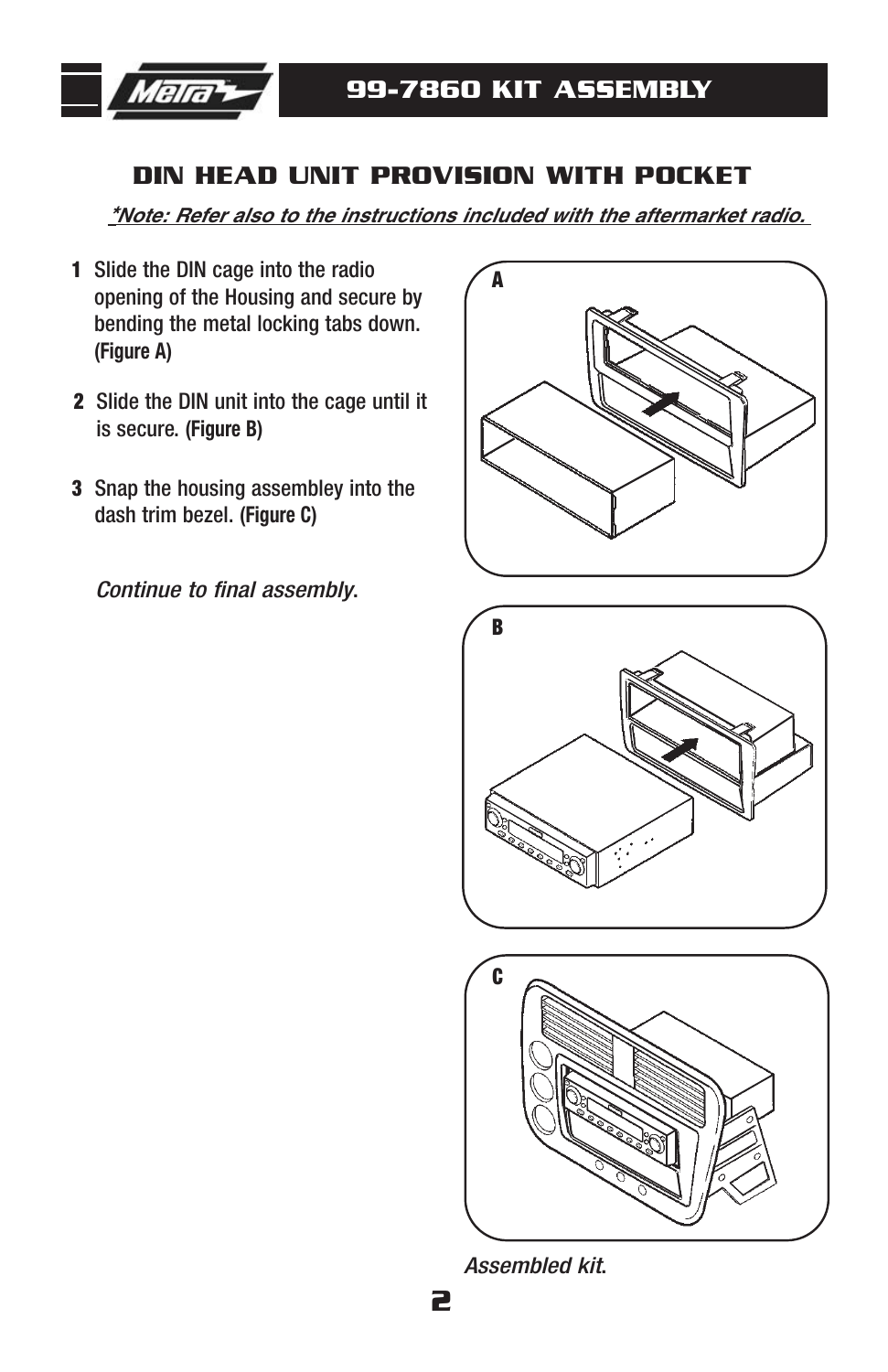## 99-7860 KIT ASSEMBLY

### DIN HEAD UNIT PROVISION WITH POCKET

***Note: Refer also to the instructions included with the aftermarket radio.***

**1** Slide the DIN cage into the radio opening of the Housing and secure by bending the metal locking tabs down. **(Figure A)**

**2** Slide the DIN unit into the cage until it is secure. **(Figure B)**

**3** Snap the housing assembley into the dash trim bezel. **(Figure C)**

*Continue to final assembly*.

A

B

C

*Assembled kit*.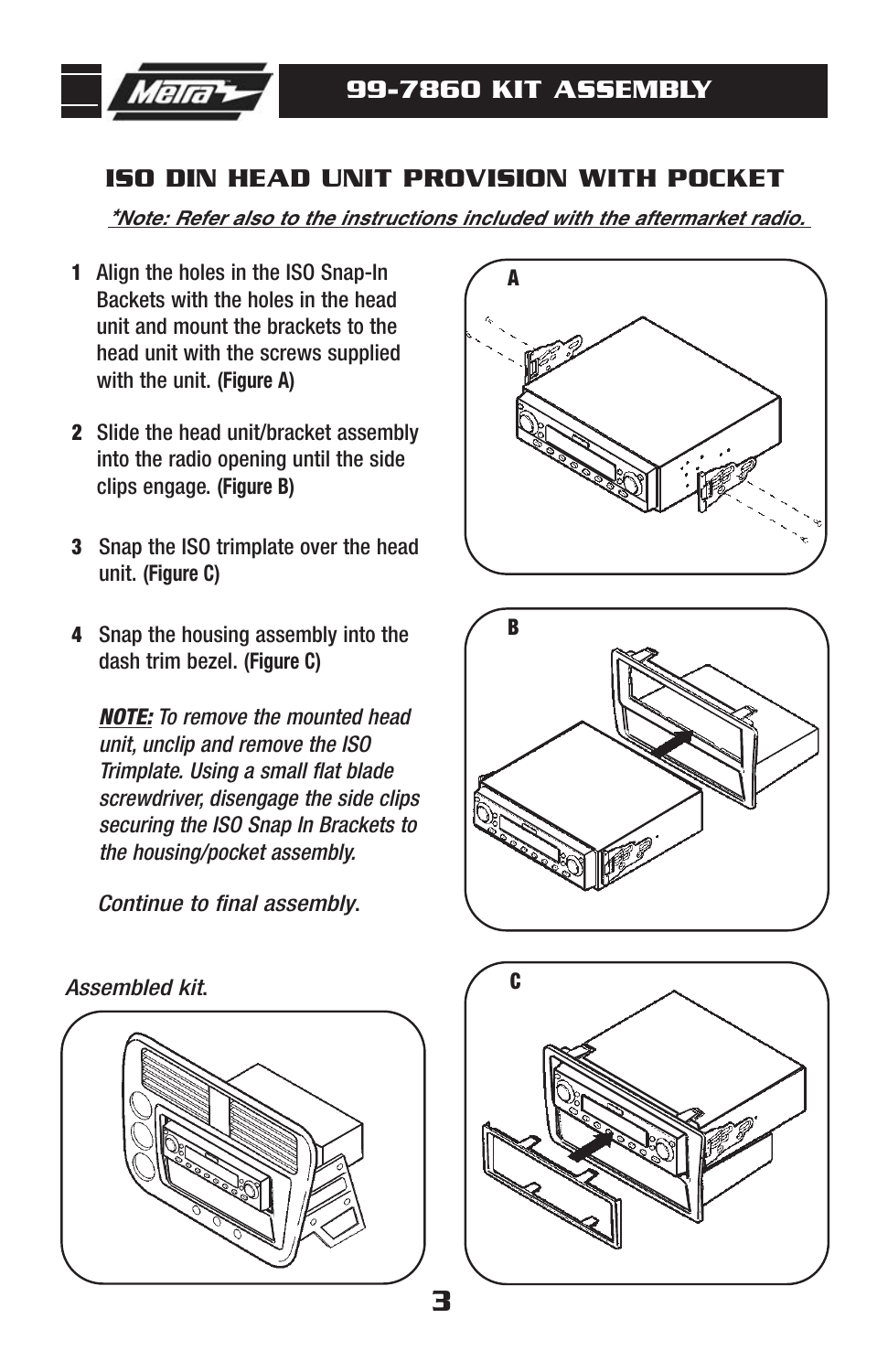## 99-7860 KIT ASSEMBLY

### ISO DIN HEAD UNIT PROVISION WITH POCKET

***Note: Refer also to the instructions included with the aftermarket radio.**

**1** Align the holes in the ISO Snap-In Backets with the holes in the head unit and mount the brackets to the head unit with the screws supplied with the unit. **(Figure A)**

**2** Slide the head unit/bracket assembly into the radio opening until the side clips engage. **(Figure B)**

**3** Snap the ISO trimplate over the head unit. **(Figure C)**

**4** Snap the housing assembly into the dash trim bezel. **(Figure C)**

***NOTE:*** *To remove the mounted head unit, unclip and remove the ISO Trimplate. Using a small flat blade screwdriver, disengage the side clips securing the ISO Snap In Brackets to the housing/pocket assembly.*

*Continue to final assembly*.

*Assembled kit*.

A

B

C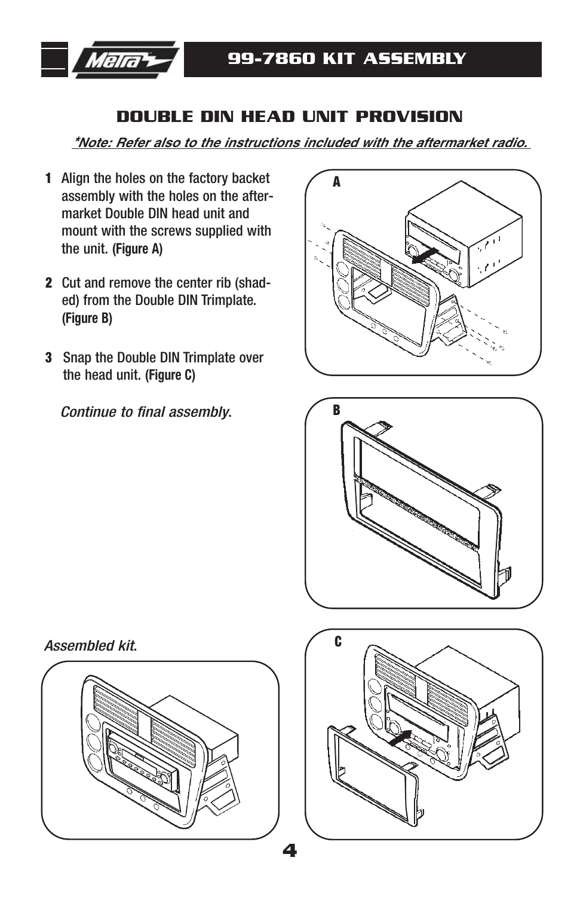## 99-7860 KIT ASSEMBLY

### DOUBLE DIN HEAD UNIT PROVISION

***Note: Refer also to the instructions included with the aftermarket radio.**

1. Align the holes on the factory backet assembly with the holes on the after-market Double DIN head unit and mount with the screws supplied with the unit. **(Figure A)**

2. Cut and remove the center rib (shaded) from the Double DIN Trimplate. **(Figure B)**

3. Snap the Double DIN Trimplate over the head unit. **(Figure C)**

*Continue to final assembly*.

*Assembled kit*.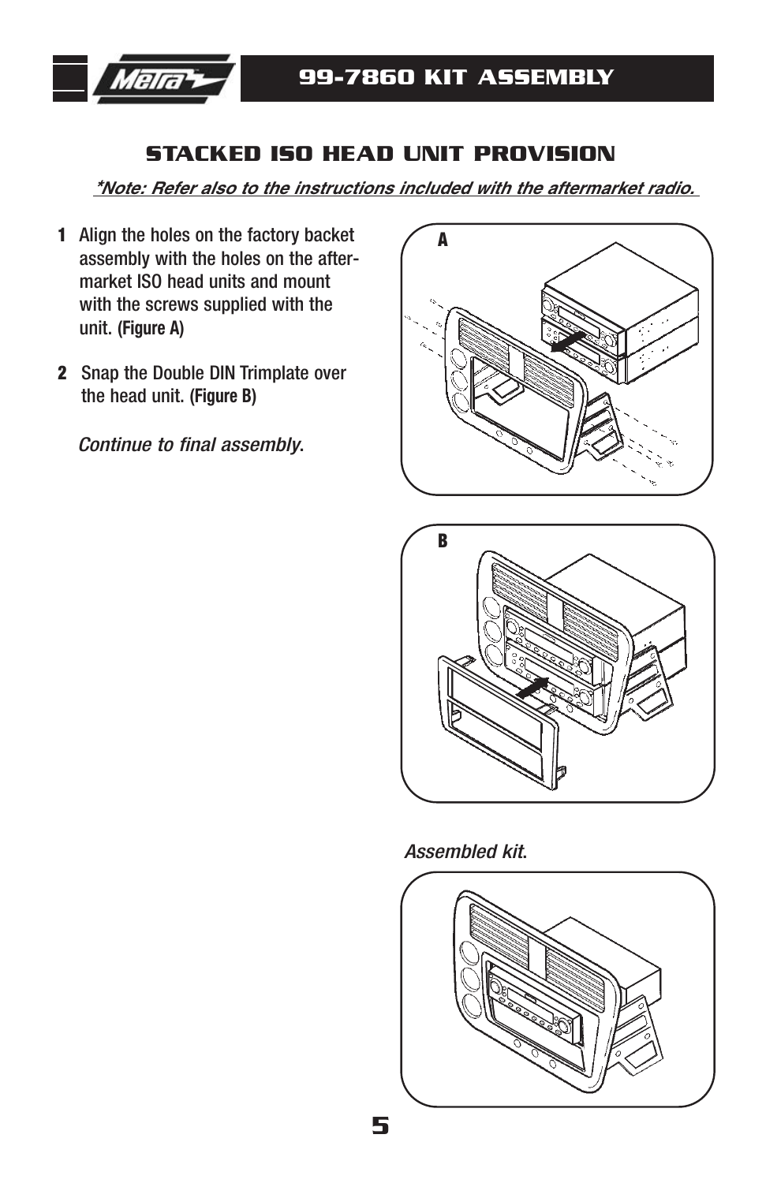## 99-7860 KIT ASSEMBLY

### STACKED ISO HEAD UNIT PROVISION

***Note: Refer also to the instructions included with the aftermarket radio.***

1. Align the holes on the factory backet assembly with the holes on the after-market ISO head units and mount with the screws supplied with the unit. **(Figure A)**

2. Snap the Double DIN Trimplate over the head unit. **(Figure B)**

*Continue to final assembly*.

A

B

*Assembled kit*.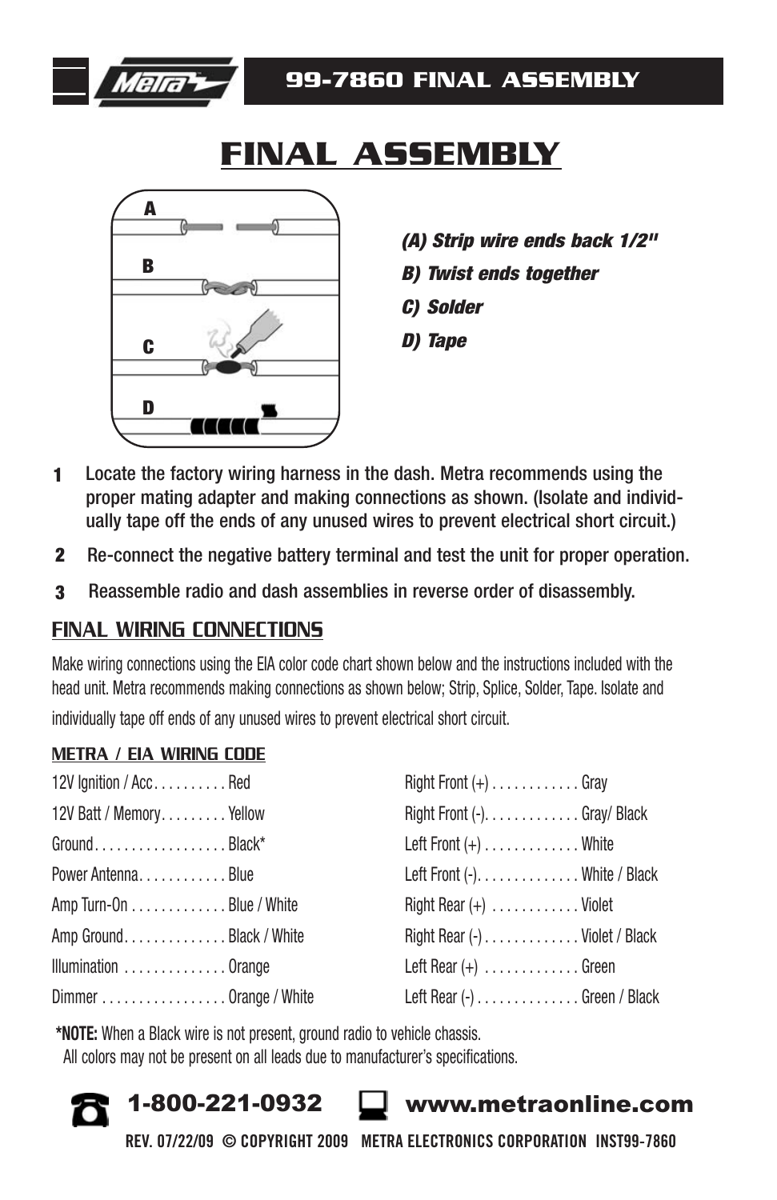# FINAL ASSEMBLY

A

B

C

D

***(A) Strip wire ends back 1/2"***

***B) Twist ends together***

***C) Solder***

***D) Tape***

1. Locate the factory wiring harness in the dash. Metra recommends using the proper mating adapter and making connections as shown. (Isolate and individually tape off the ends of any unused wires to prevent electrical short circuit.)
2. Re-connect the negative battery terminal and test the unit for proper operation.
3. Reassemble radio and dash assemblies in reverse order of disassembly.

## FINAL WIRING CONNECTIONS

Make wiring connections using the EIA color code chart shown below and the instructions included with the head unit. Metra recommends making connections as shown below; Strip, Splice, Solder, Tape. Isolate and individually tape off ends of any unused wires to prevent electrical short circuit.

### METRA / EIA WIRING CODE

| | | | |
|---|---|---|---|
| 12V Ignition / Acc | Red | Right Front (+) | Gray |
| 12V Batt / Memory | Yellow | Right Front (-) | Gray/ Black |
| Ground | Black* | Left Front (+) | White |
| Power Antenna | Blue | Left Front (-) | White / Black |
| Amp Turn-On | Blue / White | Right Rear (+) | Violet |
| Amp Ground | Black / White | Right Rear (-) | Violet / Black |
| Illumination | Orange | Left Rear (+) | Green |
| Dimmer | Orange / White | Left Rear (-) | Green / Black |

**\*NOTE:** When a Black wire is not present, ground radio to vehicle chassis.
All colors may not be present on all leads due to manufacturer's specifications.

**1-800-221-0932** **www.metraonline.com**

REV. 07/22/09 © COPYRIGHT 2009 METRA ELECTRONICS CORPORATION INST99-7860